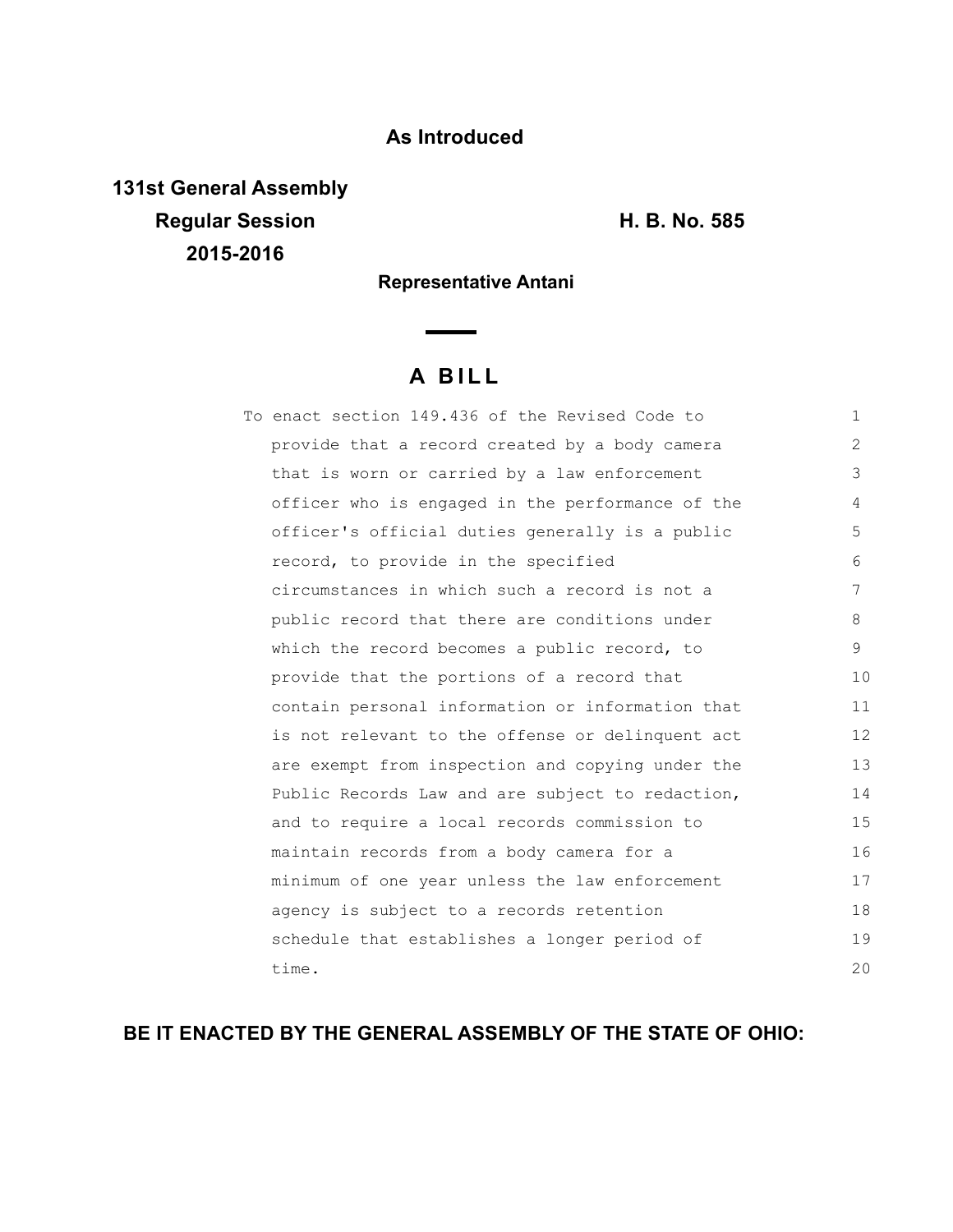**As Introduced**

**131st General Assembly**
**Regular Session**
**2015-2016**

**H. B. No. 585**

**Representative Antani**

## A BILL

To enact section 149.436 of the Revised Code to provide that a record created by a body camera that is worn or carried by a law enforcement officer who is engaged in the performance of the officer's official duties generally is a public record, to provide in the specified circumstances in which such a record is not a public record that there are conditions under which the record becomes a public record, to provide that the portions of a record that contain personal information or information that is not relevant to the offense or delinquent act are exempt from inspection and copying under the Public Records Law and are subject to redaction, and to require a local records commission to maintain records from a body camera for a minimum of one year unless the law enforcement agency is subject to a records retention schedule that establishes a longer period of time.

**BE IT ENACTED BY THE GENERAL ASSEMBLY OF THE STATE OF OHIO:**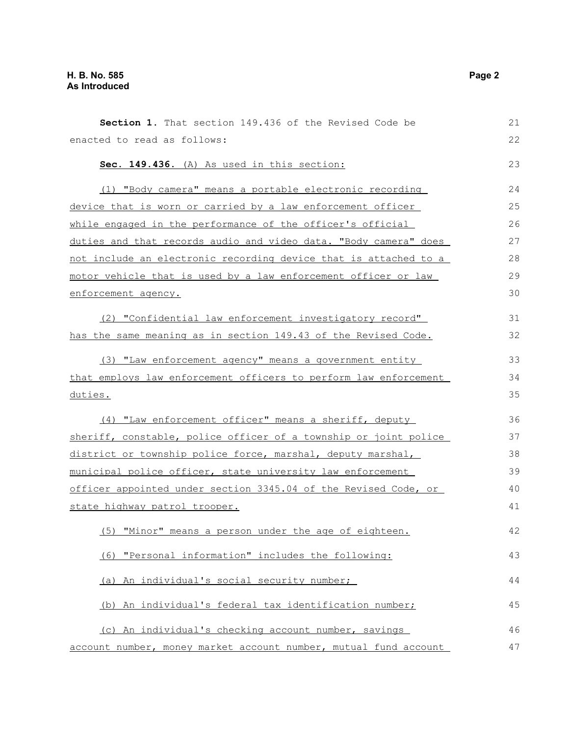**Section 1.** That section 149.436 of the Revised Code be enacted to read as follows:

**Sec. 149.436.** (A) As used in this section:

(1) "Body camera" means a portable electronic recording device that is worn or carried by a law enforcement officer while engaged in the performance of the officer's official duties and that records audio and video data. "Body camera" does not include an electronic recording device that is attached to a motor vehicle that is used by a law enforcement officer or law enforcement agency.

(2) "Confidential law enforcement investigatory record" has the same meaning as in section 149.43 of the Revised Code.

(3) "Law enforcement agency" means a government entity that employs law enforcement officers to perform law enforcement duties.

(4) "Law enforcement officer" means a sheriff, deputy sheriff, constable, police officer of a township or joint police district or township police force, marshal, deputy marshal, municipal police officer, state university law enforcement officer appointed under section 3345.04 of the Revised Code, or state highway patrol trooper.

(5) "Minor" means a person under the age of eighteen.

(6) "Personal information" includes the following:

(a) An individual's social security number;

(b) An individual's federal tax identification number;

(c) An individual's checking account number, savings account number, money market account number, mutual fund account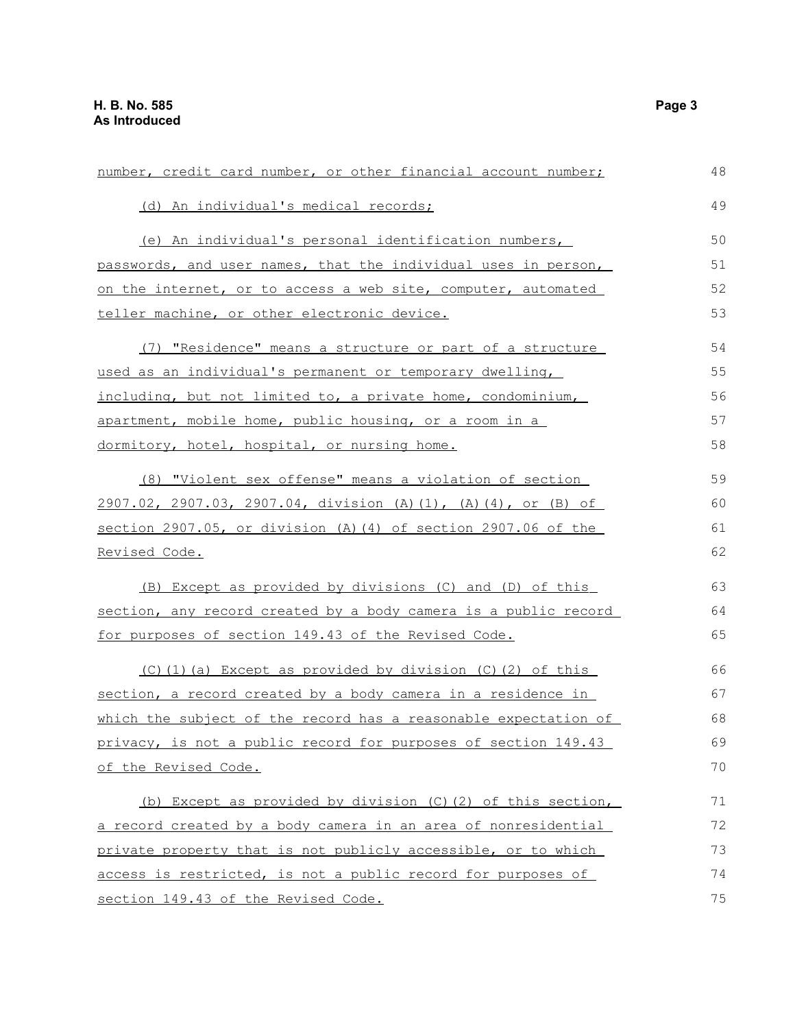number, credit card number, or other financial account number;

(d) An individual's medical records;

(e) An individual's personal identification numbers, passwords, and user names, that the individual uses in person, on the internet, or to access a web site, computer, automated teller machine, or other electronic device.

(7) "Residence" means a structure or part of a structure used as an individual's permanent or temporary dwelling, including, but not limited to, a private home, condominium, apartment, mobile home, public housing, or a room in a dormitory, hotel, hospital, or nursing home.

(8) "Violent sex offense" means a violation of section 2907.02, 2907.03, 2907.04, division (A)(1), (A)(4), or (B) of section 2907.05, or division (A)(4) of section 2907.06 of the Revised Code.

(B) Except as provided by divisions (C) and (D) of this section, any record created by a body camera is a public record for purposes of section 149.43 of the Revised Code.

(C)(1)(a) Except as provided by division (C)(2) of this section, a record created by a body camera in a residence in which the subject of the record has a reasonable expectation of privacy, is not a public record for purposes of section 149.43 of the Revised Code.

(b) Except as provided by division (C)(2) of this section, a record created by a body camera in an area of nonresidential private property that is not publicly accessible, or to which access is restricted, is not a public record for purposes of section 149.43 of the Revised Code.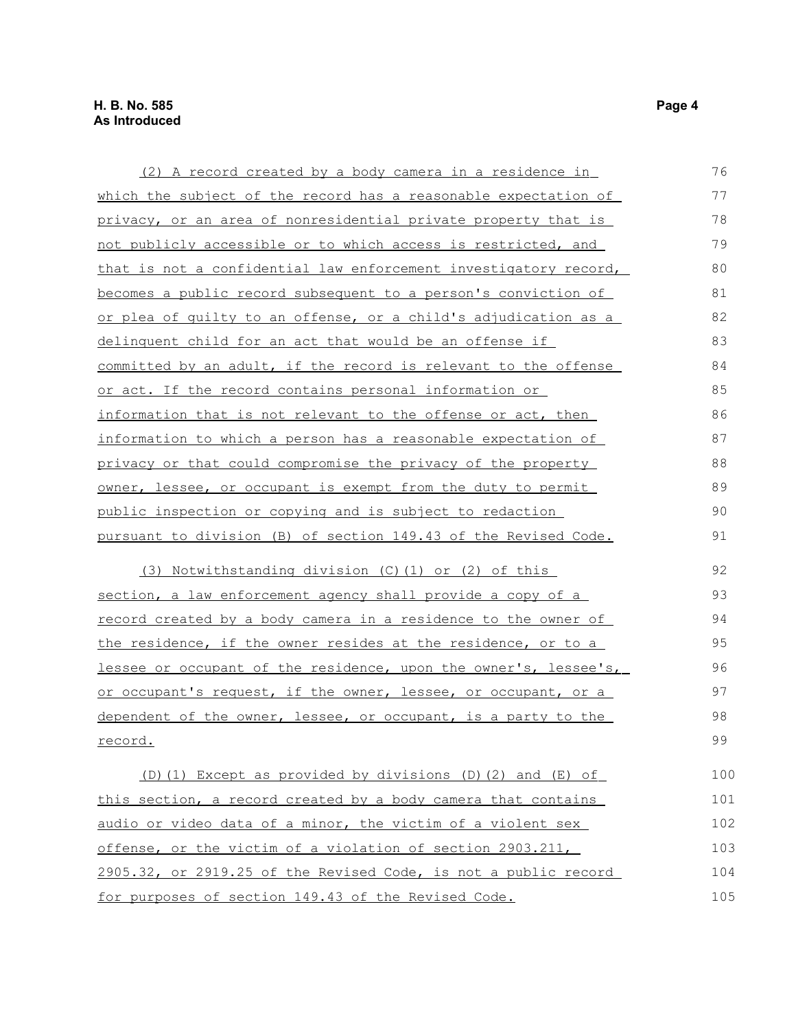(2) A record created by a body camera in a residence in which the subject of the record has a reasonable expectation of privacy, or an area of nonresidential private property that is not publicly accessible or to which access is restricted, and that is not a confidential law enforcement investigatory record, becomes a public record subsequent to a person's conviction of or plea of guilty to an offense, or a child's adjudication as a delinquent child for an act that would be an offense if committed by an adult, if the record is relevant to the offense or act. If the record contains personal information or information that is not relevant to the offense or act, then information to which a person has a reasonable expectation of privacy or that could compromise the privacy of the property owner, lessee, or occupant is exempt from the duty to permit public inspection or copying and is subject to redaction pursuant to division (B) of section 149.43 of the Revised Code.

(3) Notwithstanding division (C)(1) or (2) of this section, a law enforcement agency shall provide a copy of a record created by a body camera in a residence to the owner of the residence, if the owner resides at the residence, or to a lessee or occupant of the residence, upon the owner's, lessee's, or occupant's request, if the owner, lessee, or occupant, or a dependent of the owner, lessee, or occupant, is a party to the record.

(D)(1) Except as provided by divisions (D)(2) and (E) of this section, a record created by a body camera that contains audio or video data of a minor, the victim of a violent sex offense, or the victim of a violation of section 2903.211, 2905.32, or 2919.25 of the Revised Code, is not a public record for purposes of section 149.43 of the Revised Code.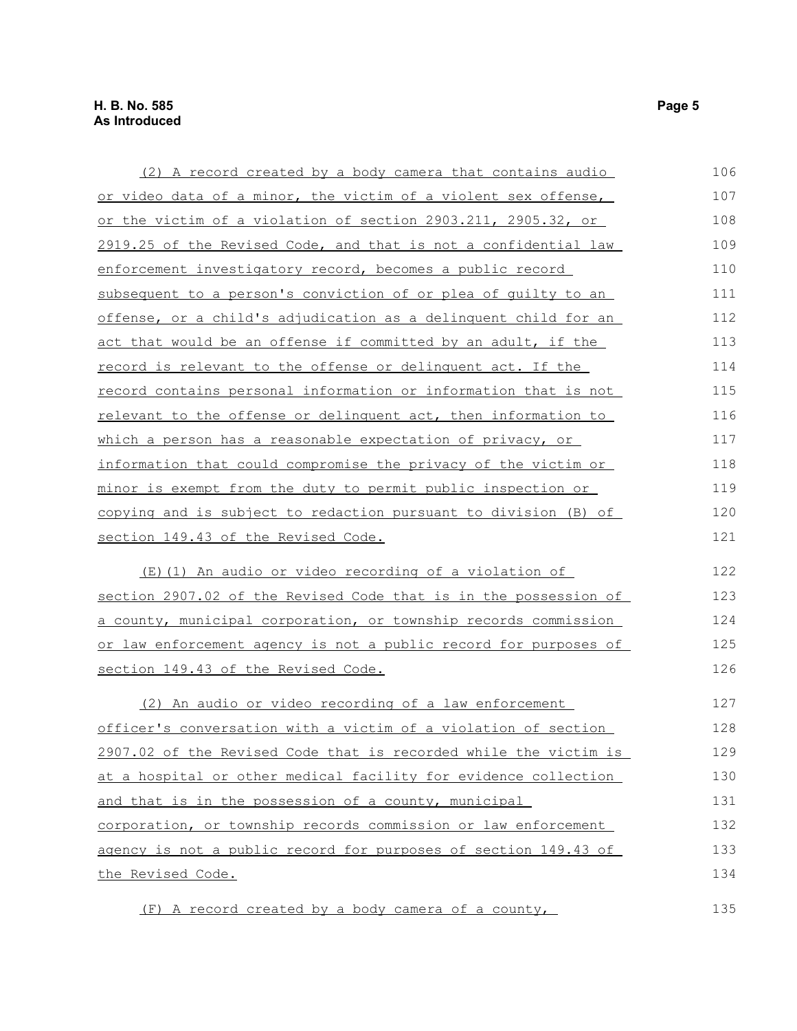(2) A record created by a body camera that contains audio or video data of a minor, the victim of a violent sex offense, or the victim of a violation of section 2903.211, 2905.32, or 2919.25 of the Revised Code, and that is not a confidential law enforcement investigatory record, becomes a public record subsequent to a person's conviction of or plea of guilty to an offense, or a child's adjudication as a delinquent child for an act that would be an offense if committed by an adult, if the record is relevant to the offense or delinquent act. If the record contains personal information or information that is not relevant to the offense or delinquent act, then information to which a person has a reasonable expectation of privacy, or information that could compromise the privacy of the victim or minor is exempt from the duty to permit public inspection or copying and is subject to redaction pursuant to division (B) of section 149.43 of the Revised Code.

(E)(1) An audio or video recording of a violation of section 2907.02 of the Revised Code that is in the possession of a county, municipal corporation, or township records commission or law enforcement agency is not a public record for purposes of section 149.43 of the Revised Code.

(2) An audio or video recording of a law enforcement officer's conversation with a victim of a violation of section 2907.02 of the Revised Code that is recorded while the victim is at a hospital or other medical facility for evidence collection and that is in the possession of a county, municipal corporation, or township records commission or law enforcement agency is not a public record for purposes of section 149.43 of the Revised Code.

(F) A record created by a body camera of a county,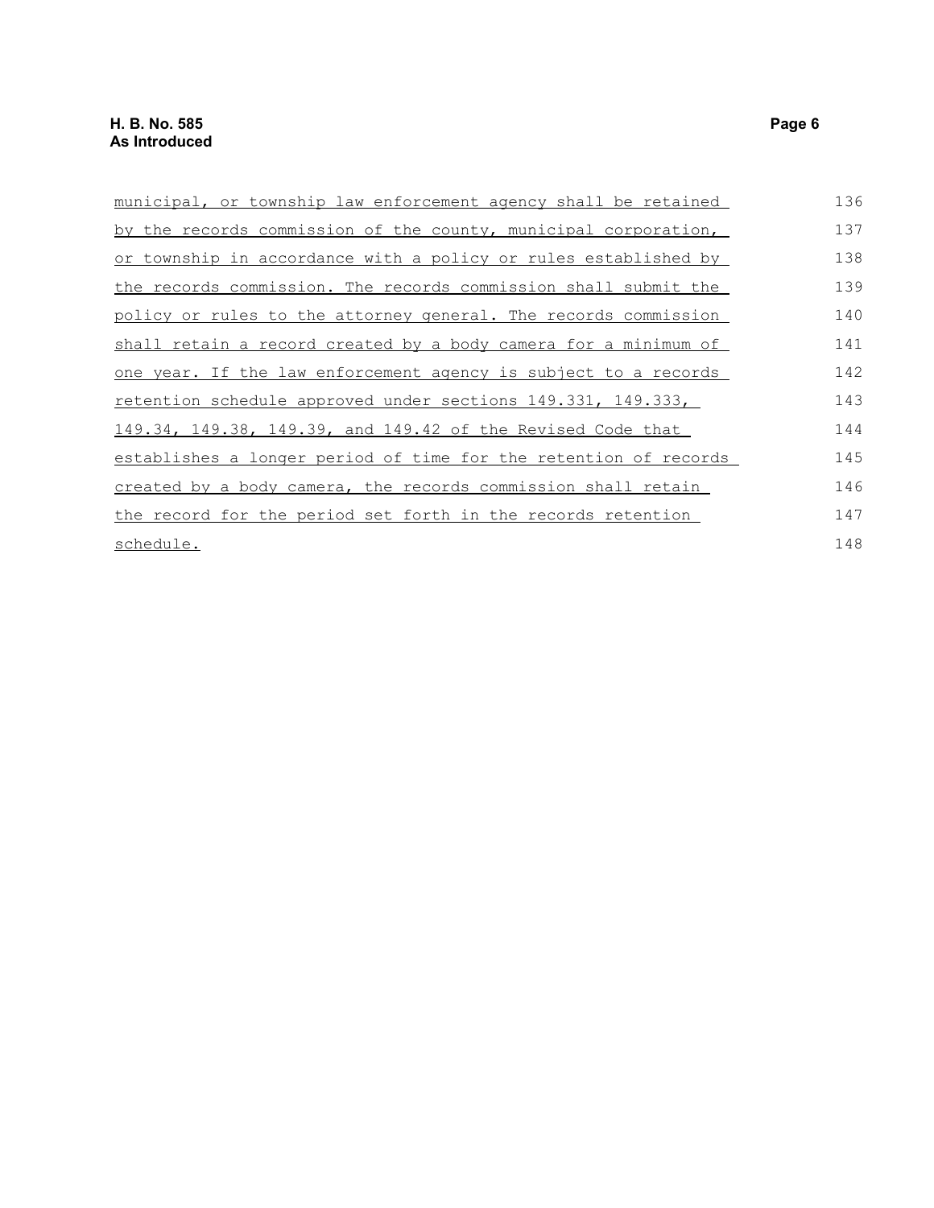municipal, or township law enforcement agency shall be retained by the records commission of the county, municipal corporation, or township in accordance with a policy or rules established by the records commission. The records commission shall submit the policy or rules to the attorney general. The records commission shall retain a record created by a body camera for a minimum of one year. If the law enforcement agency is subject to a records retention schedule approved under sections 149.331, 149.333, 149.34, 149.38, 149.39, and 149.42 of the Revised Code that establishes a longer period of time for the retention of records created by a body camera, the records commission shall retain the record for the period set forth in the records retention schedule.